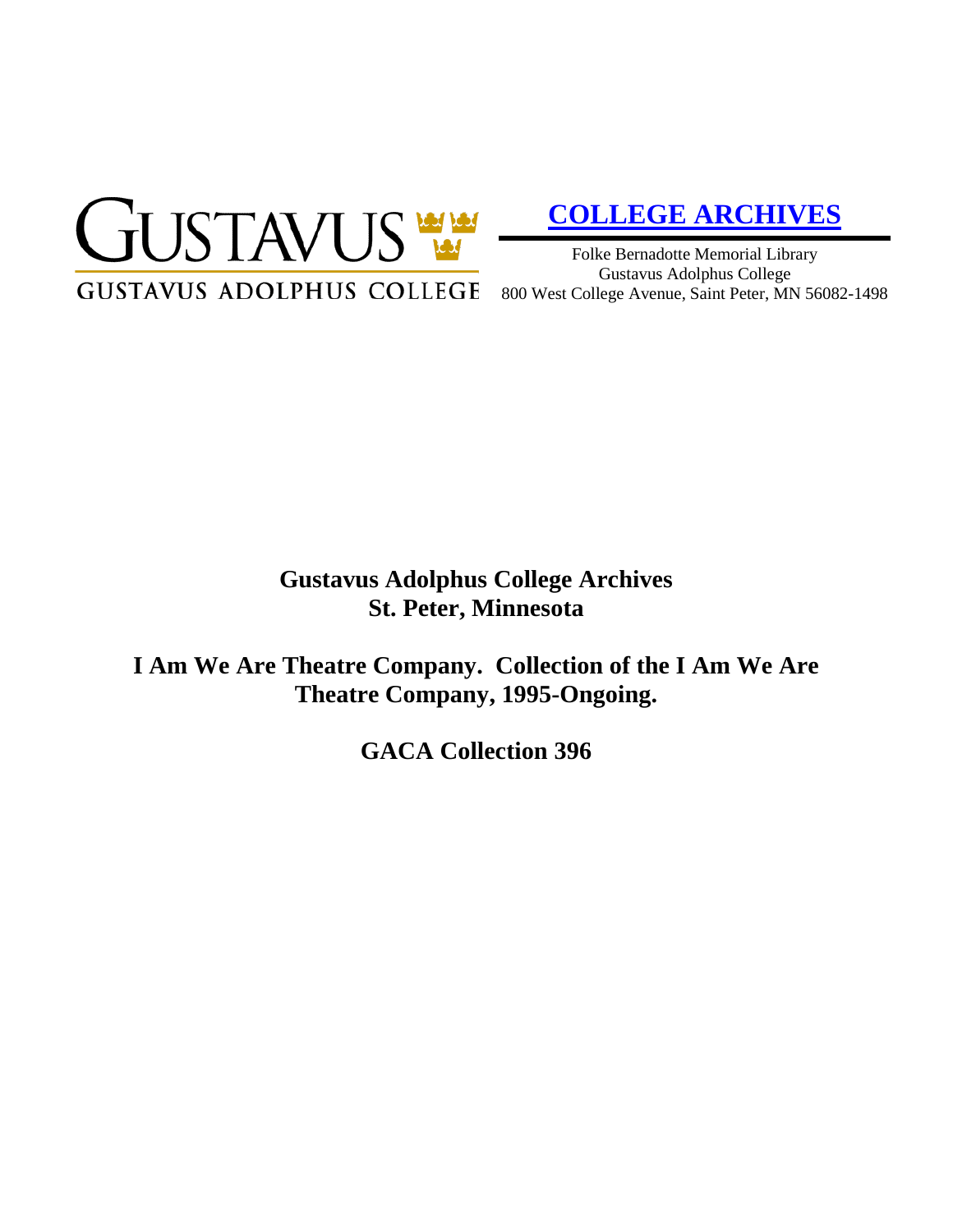GUSTAVUS

GUSTAVUS ADOLPHUS COLLEGE

**COLLEGE ARCHIVES**

Folke Bernadotte Memorial Library
Gustavus Adolphus College
800 West College Avenue, Saint Peter, MN 56082-1498

# Gustavus Adolphus College Archives
# St. Peter, Minnesota

# I Am We Are Theatre Company. Collection of the I Am We Are Theatre Company, 1995-Ongoing.

# GACA Collection 396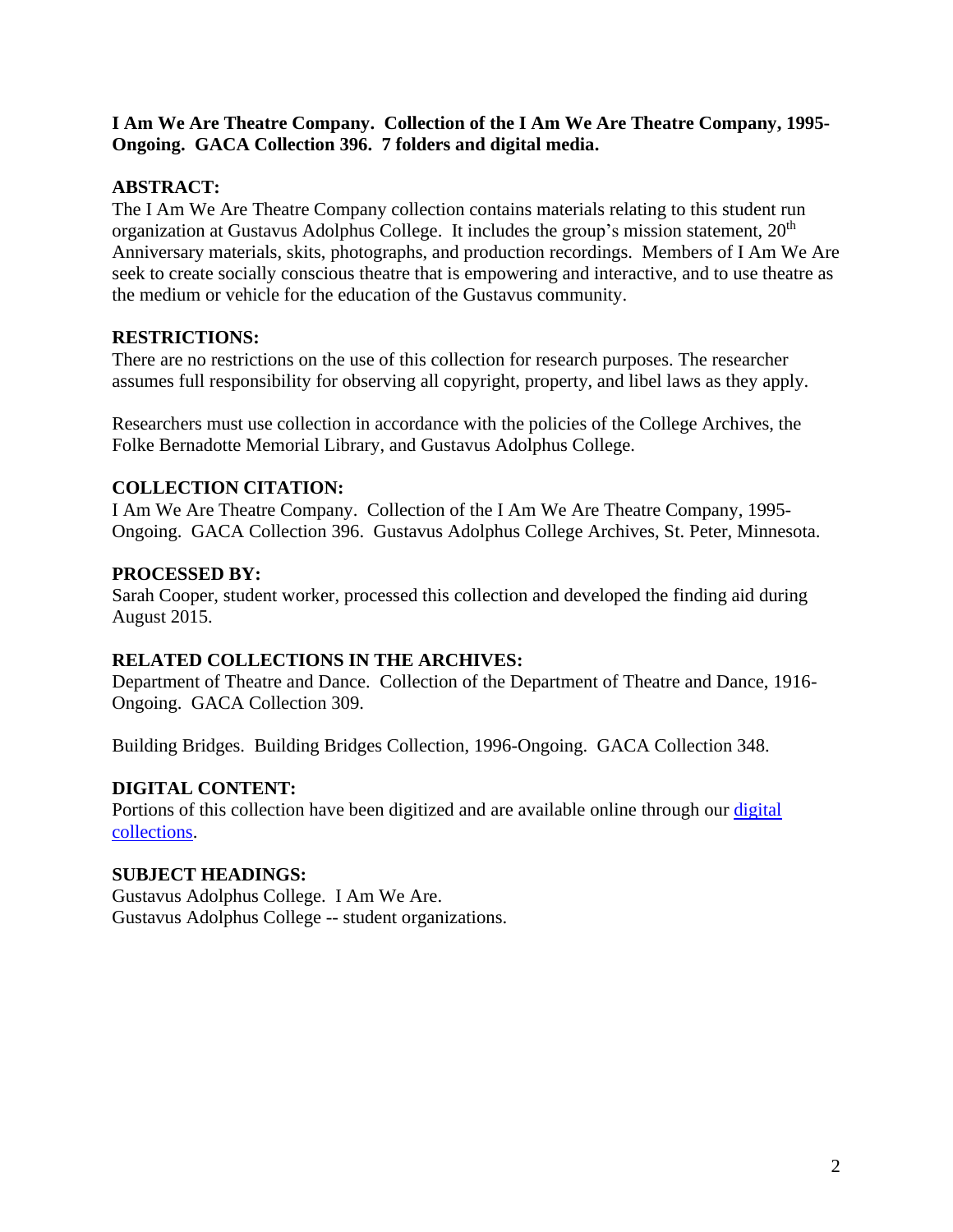**I Am We Are Theatre Company. Collection of the I Am We Are Theatre Company, 1995-Ongoing. GACA Collection 396. 7 folders and digital media.**

## ABSTRACT:

The I Am We Are Theatre Company collection contains materials relating to this student run organization at Gustavus Adolphus College. It includes the group's mission statement, 20th Anniversary materials, skits, photographs, and production recordings. Members of I Am We Are seek to create socially conscious theatre that is empowering and interactive, and to use theatre as the medium or vehicle for the education of the Gustavus community.

## RESTRICTIONS:

There are no restrictions on the use of this collection for research purposes. The researcher assumes full responsibility for observing all copyright, property, and libel laws as they apply.

Researchers must use collection in accordance with the policies of the College Archives, the Folke Bernadotte Memorial Library, and Gustavus Adolphus College.

## COLLECTION CITATION:

I Am We Are Theatre Company. Collection of the I Am We Are Theatre Company, 1995-Ongoing. GACA Collection 396. Gustavus Adolphus College Archives, St. Peter, Minnesota.

## PROCESSED BY:

Sarah Cooper, student worker, processed this collection and developed the finding aid during August 2015.

## RELATED COLLECTIONS IN THE ARCHIVES:

Department of Theatre and Dance. Collection of the Department of Theatre and Dance, 1916-Ongoing. GACA Collection 309.

Building Bridges. Building Bridges Collection, 1996-Ongoing. GACA Collection 348.

## DIGITAL CONTENT:

Portions of this collection have been digitized and are available online through our digital collections.

## SUBJECT HEADINGS:

Gustavus Adolphus College. I Am We Are.
Gustavus Adolphus College -- student organizations.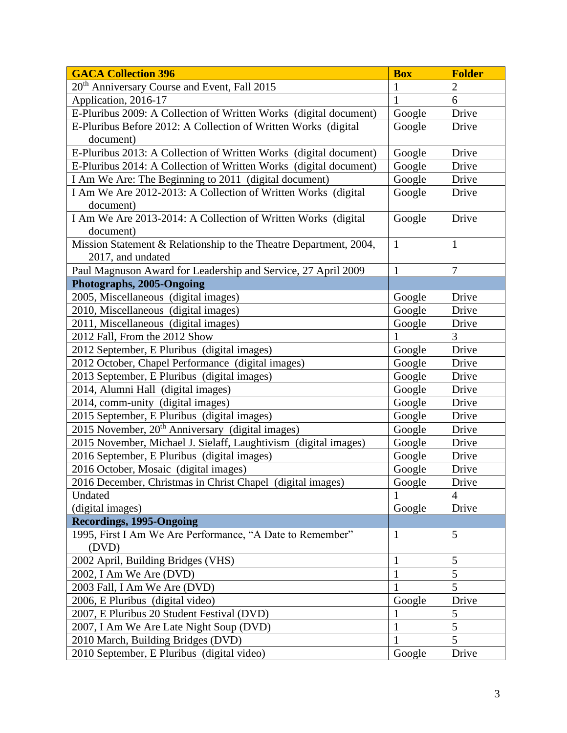| **GACA Collection 396** | **Box** | **Folder** |
|---|---|---|
| 20th Anniversary Course and Event, Fall 2015 | 1 | 2 |
| Application, 2016-17 | 1 | 6 |
| E-Pluribus 2009: A Collection of Written Works (digital document) | Google | Drive |
| E-Pluribus Before 2012: A Collection of Written Works (digital document) | Google | Drive |
| E-Pluribus 2013: A Collection of Written Works (digital document) | Google | Drive |
| E-Pluribus 2014: A Collection of Written Works (digital document) | Google | Drive |
| I Am We Are: The Beginning to 2011 (digital document) | Google | Drive |
| I Am We Are 2012-2013: A Collection of Written Works (digital document) | Google | Drive |
| I Am We Are 2013-2014: A Collection of Written Works (digital document) | Google | Drive |
| Mission Statement & Relationship to the Theatre Department, 2004, 2017, and undated | 1 | 1 |
| Paul Magnuson Award for Leadership and Service, 27 April 2009 | 1 | 7 |
| **Photographs, 2005-Ongoing** | | |
| 2005, Miscellaneous (digital images) | Google | Drive |
| 2010, Miscellaneous (digital images) | Google | Drive |
| 2011, Miscellaneous (digital images) | Google | Drive |
| 2012 Fall, From the 2012 Show | 1 | 3 |
| 2012 September, E Pluribus (digital images) | Google | Drive |
| 2012 October, Chapel Performance (digital images) | Google | Drive |
| 2013 September, E Pluribus (digital images) | Google | Drive |
| 2014, Alumni Hall (digital images) | Google | Drive |
| 2014, comm-unity (digital images) | Google | Drive |
| 2015 September, E Pluribus (digital images) | Google | Drive |
| 2015 November, 20th Anniversary (digital images) | Google | Drive |
| 2015 November, Michael J. Sielaff, Laughtivism (digital images) | Google | Drive |
| 2016 September, E Pluribus (digital images) | Google | Drive |
| 2016 October, Mosaic (digital images) | Google | Drive |
| 2016 December, Christmas in Christ Chapel (digital images) | Google | Drive |
| Undated<br>(digital images) | 1<br>Google | 4<br>Drive |
| **Recordings, 1995-Ongoing** | | |
| 1995, First I Am We Are Performance, "A Date to Remember" (DVD) | 1 | 5 |
| 2002 April, Building Bridges (VHS) | 1 | 5 |
| 2002, I Am We Are (DVD) | 1 | 5 |
| 2003 Fall, I Am We Are (DVD) | 1 | 5 |
| 2006, E Pluribus (digital video) | Google | Drive |
| 2007, E Pluribus 20 Student Festival (DVD) | 1 | 5 |
| 2007, I Am We Are Late Night Soup (DVD) | 1 | 5 |
| 2010 March, Building Bridges (DVD) | 1 | 5 |
| 2010 September, E Pluribus (digital video) | Google | Drive |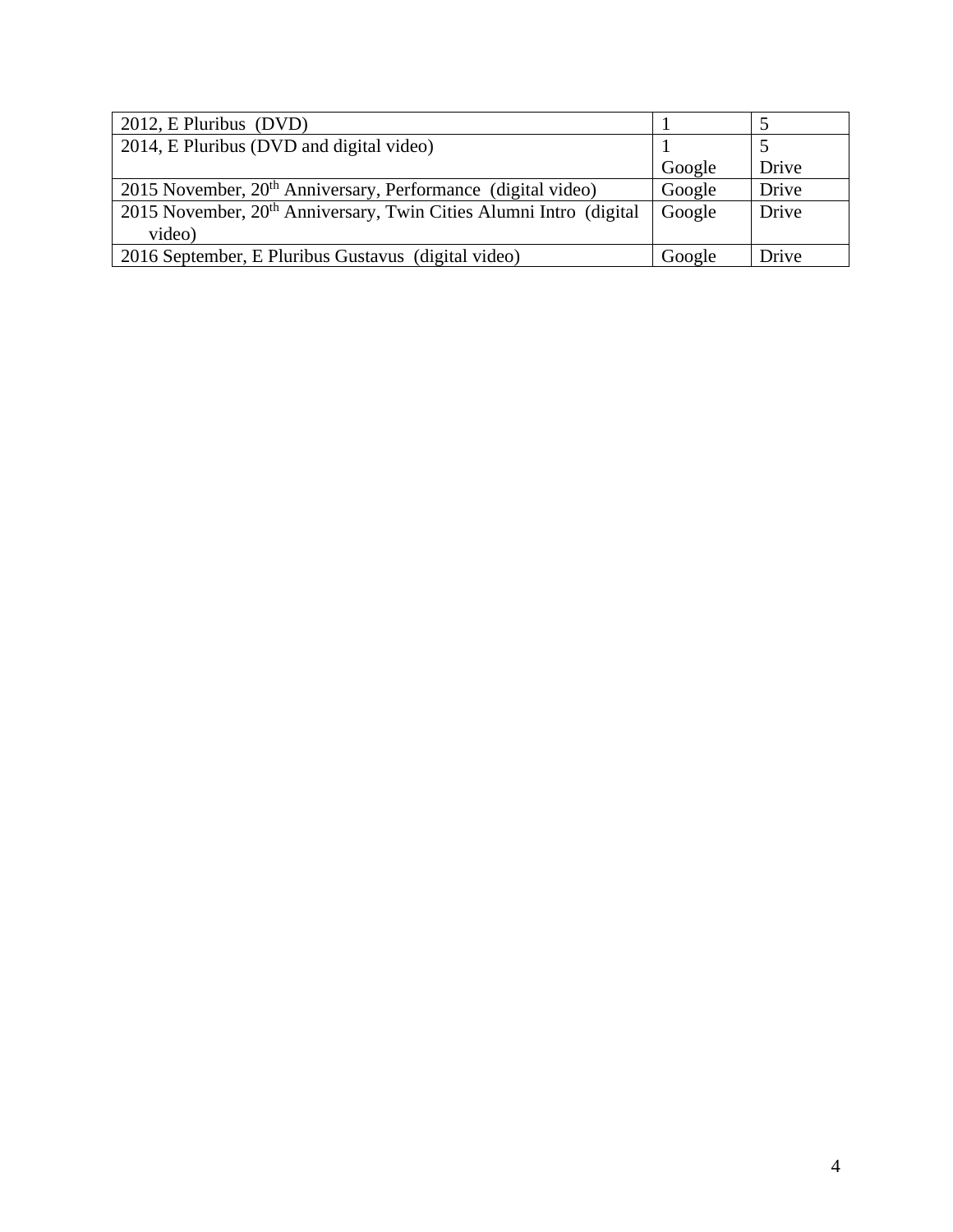| | | |
|---|---|---|
| 2012, E Pluribus (DVD) | 1 | 5 |
| 2014, E Pluribus (DVD and digital video) | 1 Google | 5 Drive |
| 2015 November, 20th Anniversary, Performance (digital video) | Google | Drive |
| 2015 November, 20th Anniversary, Twin Cities Alumni Intro (digital video) | Google | Drive |
| 2016 September, E Pluribus Gustavus (digital video) | Google | Drive |